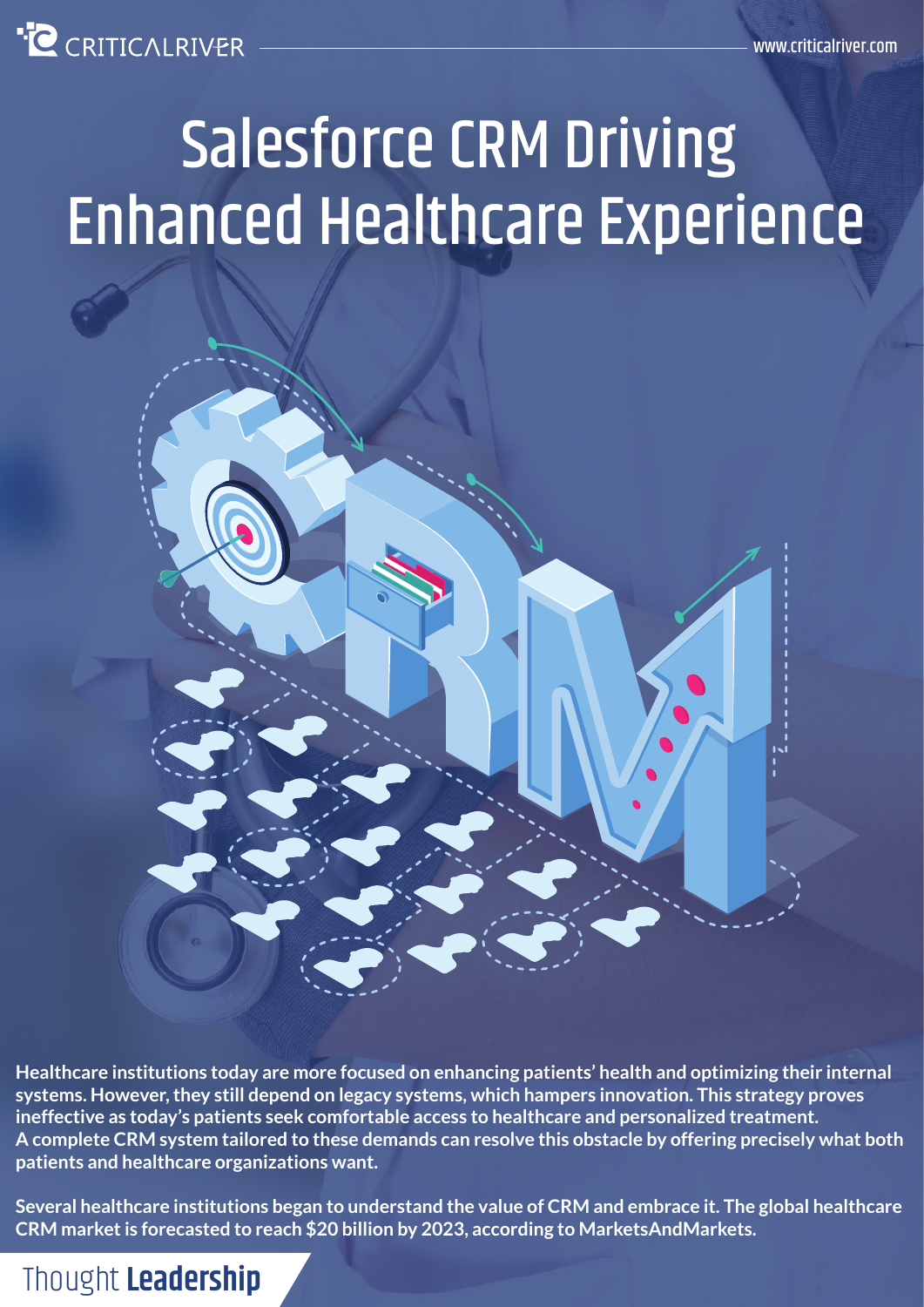# Salesforce CRM Driving Enhanced Healthcare Experience

**Healthcare institutions today are more focused on enhancing patients' health and optimizing their internal systems. However, they still depend on legacy systems, which hampers innovation. This strategy proves ineffective as today's patients seek comfortable access to healthcare and personalized treatment. A complete CRM system tailored to these demands can resolve this obstacle by offering precisely what both patients and healthcare organizations want.**

**Several healthcare institutions began to understand the value of CRM and embrace it. The global healthcare CRM market is forecasted to reach $20 billion by 2023, according to MarketsAndMarkets.**

Thought **Leadership**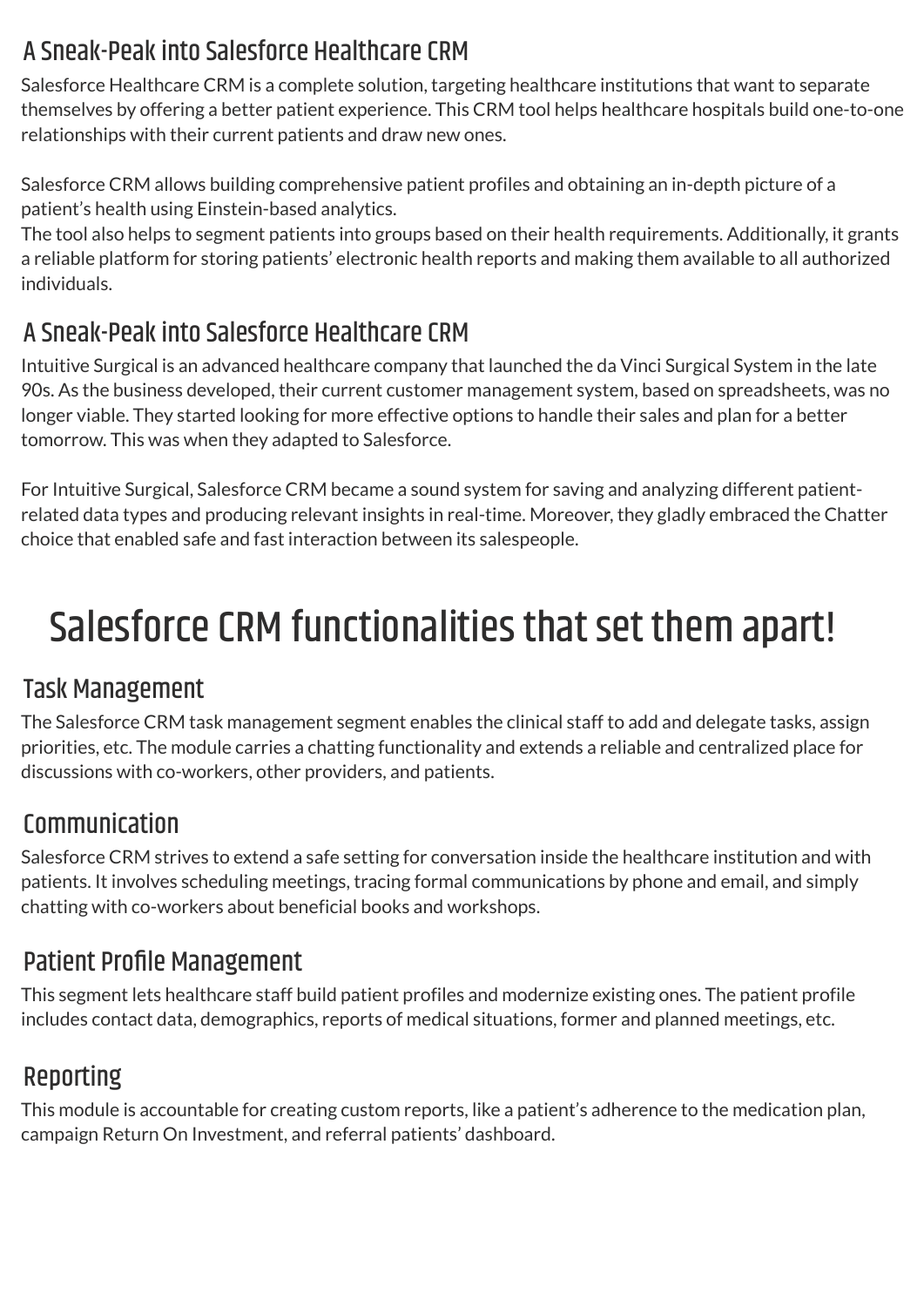## A Sneak-Peak into Salesforce Healthcare CRM

Salesforce Healthcare CRM is a complete solution, targeting healthcare institutions that want to separate themselves by offering a better patient experience. This CRM tool helps healthcare hospitals build one-to-one relationships with their current patients and draw new ones.

Salesforce CRM allows building comprehensive patient profiles and obtaining an in-depth picture of a patient's health using Einstein-based analytics.
The tool also helps to segment patients into groups based on their health requirements. Additionally, it grants a reliable platform for storing patients' electronic health reports and making them available to all authorized individuals.

## A Sneak-Peak into Salesforce Healthcare CRM

Intuitive Surgical is an advanced healthcare company that launched the da Vinci Surgical System in the late 90s. As the business developed, their current customer management system, based on spreadsheets, was no longer viable. They started looking for more effective options to handle their sales and plan for a better tomorrow. This was when they adapted to Salesforce.

For Intuitive Surgical, Salesforce CRM became a sound system for saving and analyzing different patient-related data types and producing relevant insights in real-time. Moreover, they gladly embraced the Chatter choice that enabled safe and fast interaction between its salespeople.

# Salesforce CRM functionalities that set them apart!

## Task Management

The Salesforce CRM task management segment enables the clinical staff to add and delegate tasks, assign priorities, etc. The module carries a chatting functionality and extends a reliable and centralized place for discussions with co-workers, other providers, and patients.

## Communication

Salesforce CRM strives to extend a safe setting for conversation inside the healthcare institution and with patients. It involves scheduling meetings, tracing formal communications by phone and email, and simply chatting with co-workers about beneficial books and workshops.

## Patient Profile Management

This segment lets healthcare staff build patient profiles and modernize existing ones. The patient profile includes contact data, demographics, reports of medical situations, former and planned meetings, etc.

## Reporting

This module is accountable for creating custom reports, like a patient's adherence to the medication plan, campaign Return On Investment, and referral patients' dashboard.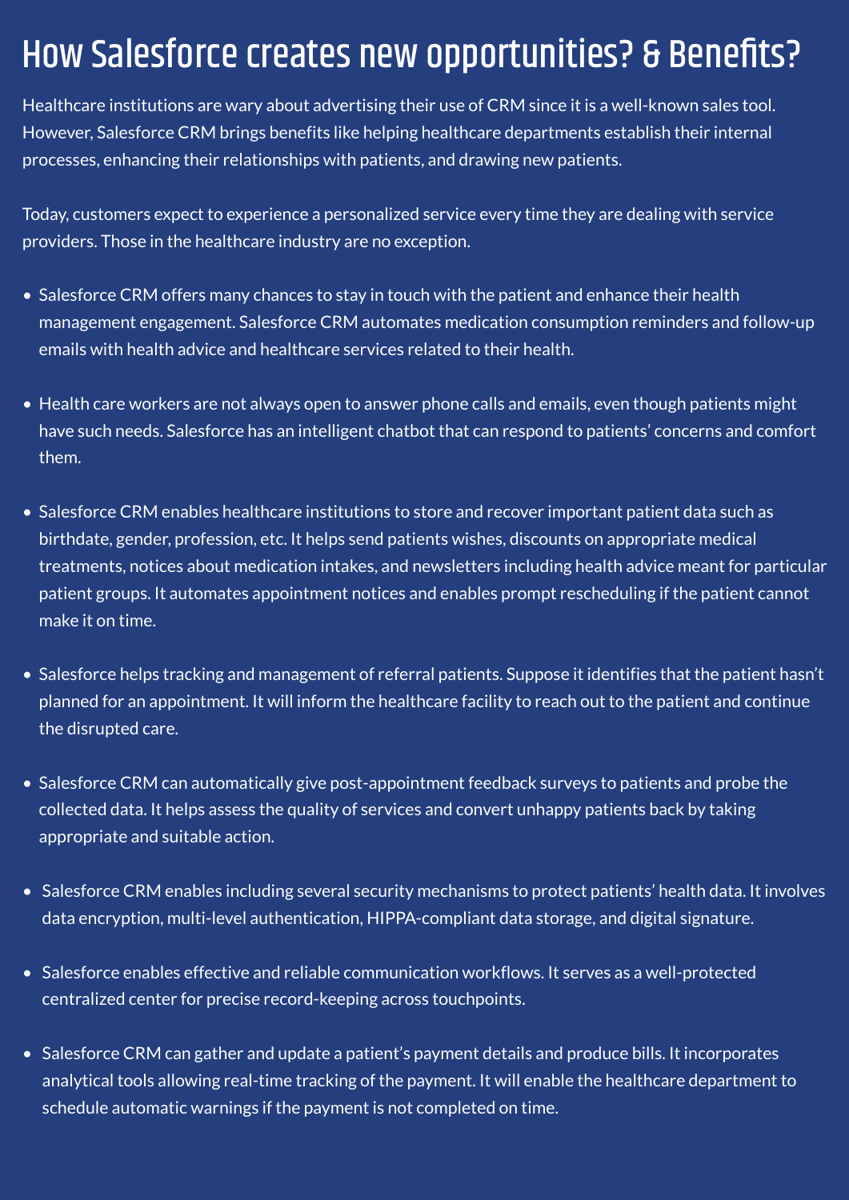# How Salesforce creates new opportunities? & Benefits?

Healthcare institutions are wary about advertising their use of CRM since it is a well-known sales tool. However, Salesforce CRM brings benefits like helping healthcare departments establish their internal processes, enhancing their relationships with patients, and drawing new patients.

Today, customers expect to experience a personalized service every time they are dealing with service providers. Those in the healthcare industry are no exception.

- Salesforce CRM offers many chances to stay in touch with the patient and enhance their health management engagement. Salesforce CRM automates medication consumption reminders and follow-up emails with health advice and healthcare services related to their health.
- Health care workers are not always open to answer phone calls and emails, even though patients might have such needs. Salesforce has an intelligent chatbot that can respond to patients' concerns and comfort them.
- Salesforce CRM enables healthcare institutions to store and recover important patient data such as birthdate, gender, profession, etc. It helps send patients wishes, discounts on appropriate medical treatments, notices about medication intakes, and newsletters including health advice meant for particular patient groups. It automates appointment notices and enables prompt rescheduling if the patient cannot make it on time.
- Salesforce helps tracking and management of referral patients. Suppose it identifies that the patient hasn't planned for an appointment. It will inform the healthcare facility to reach out to the patient and continue the disrupted care.
- Salesforce CRM can automatically give post-appointment feedback surveys to patients and probe the collected data. It helps assess the quality of services and convert unhappy patients back by taking appropriate and suitable action.
- Salesforce CRM enables including several security mechanisms to protect patients' health data. It involves data encryption, multi-level authentication, HIPPA-compliant data storage, and digital signature.
- Salesforce enables effective and reliable communication workflows. It serves as a well-protected centralized center for precise record-keeping across touchpoints.
- Salesforce CRM can gather and update a patient's payment details and produce bills. It incorporates analytical tools allowing real-time tracking of the payment. It will enable the healthcare department to schedule automatic warnings if the payment is not completed on time.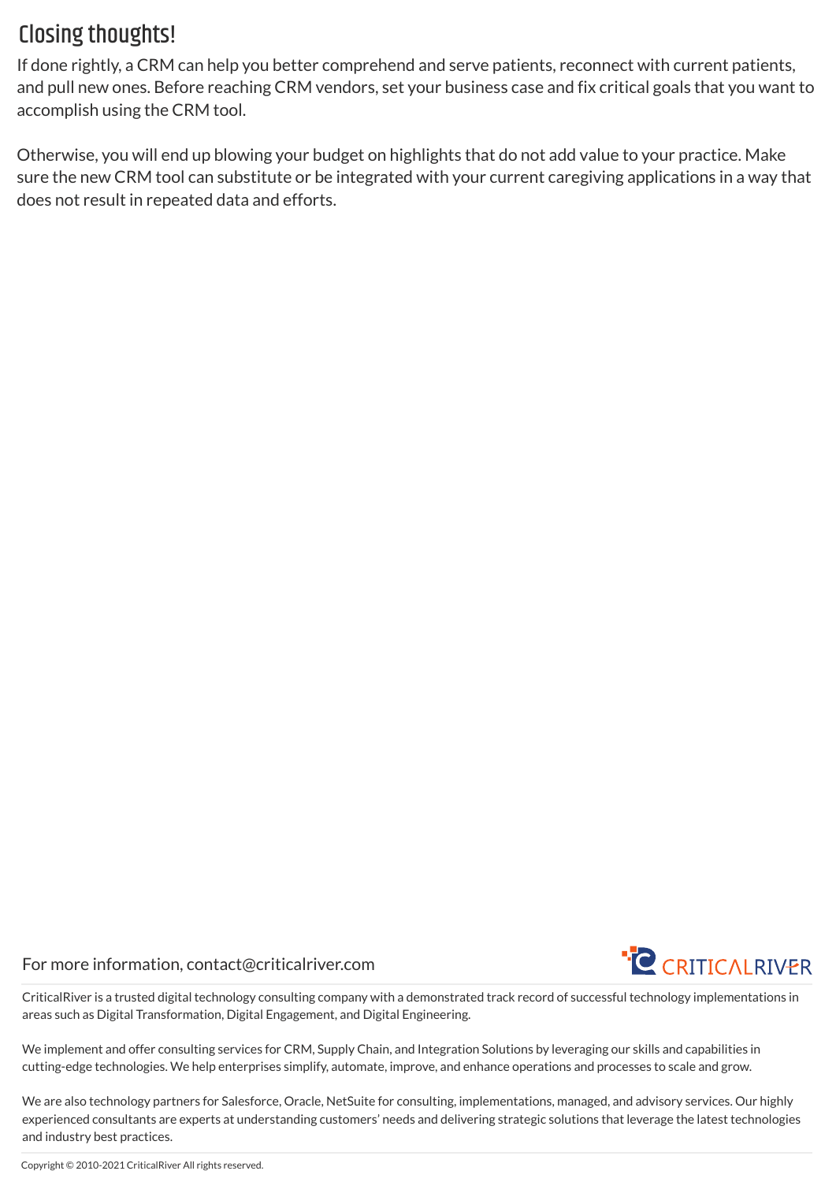# Closing thoughts!

If done rightly, a CRM can help you better comprehend and serve patients, reconnect with current patients, and pull new ones. Before reaching CRM vendors, set your business case and fix critical goals that you want to accomplish using the CRM tool.

Otherwise, you will end up blowing your budget on highlights that do not add value to your practice. Make sure the new CRM tool can substitute or be integrated with your current caregiving applications in a way that does not result in repeated data and efforts.

For more information, contact@criticalriver.com

CRITICALRIVER

CriticalRiver is a trusted digital technology consulting company with a demonstrated track record of successful technology implementations in areas such as Digital Transformation, Digital Engagement, and Digital Engineering.

We implement and offer consulting services for CRM, Supply Chain, and Integration Solutions by leveraging our skills and capabilities in cutting-edge technologies. We help enterprises simplify, automate, improve, and enhance operations and processes to scale and grow.

We are also technology partners for Salesforce, Oracle, NetSuite for consulting, implementations, managed, and advisory services. Our highly experienced consultants are experts at understanding customers' needs and delivering strategic solutions that leverage the latest technologies and industry best practices.

Copyright © 2010-2021 CriticalRiver All rights reserved.